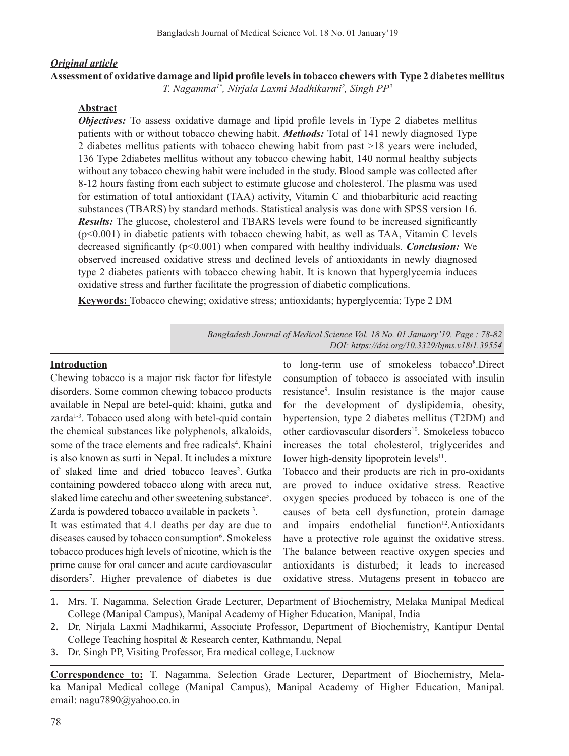***Original article***

# Assessment of oxidative damage and lipid profile levels in tobacco chewers with Type 2 diabetes mellitus

*T. Nagamma[1*], Nirjala Laxmi Madhikarmi[2], Singh PP[3]*

## Abstract

***Objectives:*** To assess oxidative damage and lipid profile levels in Type 2 diabetes mellitus patients with or without tobacco chewing habit. ***Methods:*** Total of 141 newly diagnosed Type 2 diabetes mellitus patients with tobacco chewing habit from past >18 years were included, 136 Type 2diabetes mellitus without any tobacco chewing habit, 140 normal healthy subjects without any tobacco chewing habit were included in the study. Blood sample was collected after 8-12 hours fasting from each subject to estimate glucose and cholesterol. The plasma was used for estimation of total antioxidant (TAA) activity, Vitamin C and thiobarbituric acid reacting substances (TBARS) by standard methods. Statistical analysis was done with SPSS version 16. ***Results:*** The glucose, cholesterol and TBARS levels were found to be increased significantly ($p<0.001$) in diabetic patients with tobacco chewing habit, as well as TAA, Vitamin C levels decreased significantly ($p<0.001$) when compared with healthy individuals. ***Conclusion:*** We observed increased oxidative stress and declined levels of antioxidants in newly diagnosed type 2 diabetes patients with tobacco chewing habit. It is known that hyperglycemia induces oxidative stress and further facilitate the progression of diabetic complications.

**Keywords:** Tobacco chewing; oxidative stress; antioxidants; hyperglycemia; Type 2 DM

*DOI: https://doi.org/10.3329/bjms.v18i1.39554*

## Introduction

Chewing tobacco is a major risk factor for lifestyle disorders. Some common chewing tobacco products available in Nepal are betel-quid; khaini, gutka and zarda[1-3]. Tobacco used along with betel-quid contain the chemical substances like polyphenols, alkaloids, some of the trace elements and free radicals[4]. Khaini is also known as surti in Nepal. It includes a mixture of slaked lime and dried tobacco leaves[2]. Gutka containing powdered tobacco along with areca nut, slaked lime catechu and other sweetening substance[5]. Zarda is powdered tobacco available in packets [3].

It was estimated that 4.1 deaths per day are due to diseases caused by tobacco consumption[6]. Smokeless tobacco produces high levels of nicotine, which is the prime cause for oral cancer and acute cardiovascular disorders[7]. Higher prevalence of diabetes is due to long-term use of smokeless tobacco[8]. Direct consumption of tobacco is associated with insulin resistance[9]. Insulin resistance is the major cause for the development of dyslipidemia, obesity, hypertension, type 2 diabetes mellitus (T2DM) and other cardiovascular disorders[10]. Smokeless tobacco increases the total cholesterol, triglycerides and lower high-density lipoprotein levels[11].

Tobacco and their products are rich in pro-oxidants are proved to induce oxidative stress. Reactive oxygen species produced by tobacco is one of the causes of beta cell dysfunction, protein damage and impairs endothelial function[12]. Antioxidants have a protective role against the oxidative stress. The balance between reactive oxygen species and antioxidants is disturbed; it leads to increased oxidative stress. Mutagens present in tobacco are

1. Mrs. T. Nagamma, Selection Grade Lecturer, Department of Biochemistry, Melaka Manipal Medical College (Manipal Campus), Manipal Academy of Higher Education, Manipal, India
2. Dr. Nirjala Laxmi Madhikarmi, Associate Professor, Department of Biochemistry, Kantipur Dental College Teaching hospital & Research center, Kathmandu, Nepal
3. Dr. Singh PP, Visiting Professor, Era medical college, Lucknow

**Correspondence to:** T. Nagamma, Selection Grade Lecturer, Department of Biochemistry, Melaka Manipal Medical college (Manipal Campus), Manipal Academy of Higher Education, Manipal. email: nagu7890@yahoo.co.in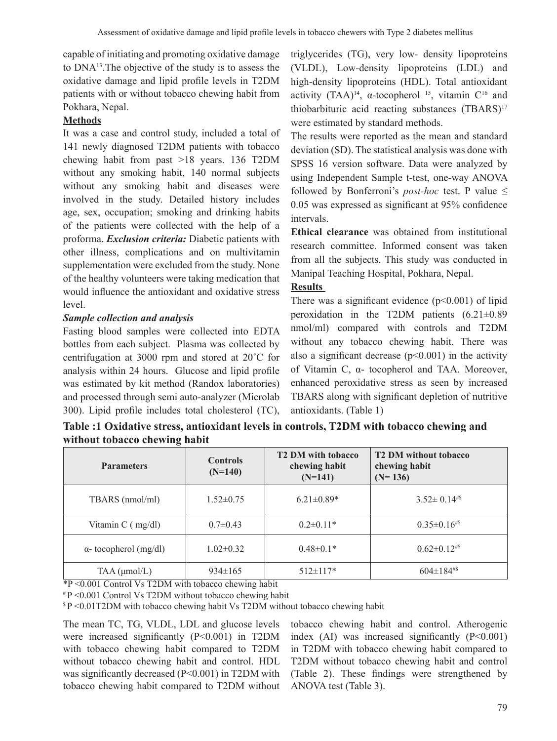capable of initiating and promoting oxidative damage to DNA[13]. The objective of the study is to assess the oxidative damage and lipid profile levels in T2DM patients with or without tobacco chewing habit from Pokhara, Nepal.

## Methods

It was a case and control study, included a total of 141 newly diagnosed T2DM patients with tobacco chewing habit from past >18 years. 136 T2DM without any smoking habit, 140 normal subjects without any smoking habit and diseases were involved in the study. Detailed history includes age, sex, occupation; smoking and drinking habits of the patients were collected with the help of a proforma. ***Exclusion criteria:*** Diabetic patients with other illness, complications and on multivitamin supplementation were excluded from the study. None of the healthy volunteers were taking medication that would influence the antioxidant and oxidative stress level.

### *Sample collection and analysis*

Fasting blood samples were collected into EDTA bottles from each subject. Plasma was collected by centrifugation at 3000 rpm and stored at 20˚C for analysis within 24 hours. Glucose and lipid profile was estimated by kit method (Randox laboratories) and processed through semi auto-analyzer (Microlab 300). Lipid profile includes total cholesterol (TC), triglycerides (TG), very low- density lipoproteins (VLDL), Low-density lipoproteins (LDL) and high-density lipoproteins (HDL). Total antioxidant activity (TAA)[14], α-tocopherol [15], vitamin C[16] and thiobarbituric acid reacting substances (TBARS)[17] were estimated by standard methods.

The results were reported as the mean and standard deviation (SD). The statistical analysis was done with SPSS 16 version software. Data were analyzed by using Independent Sample t-test, one-way ANOVA followed by Bonferroni's *post-hoc* test. P value ≤ 0.05 was expressed as significant at 95% confidence intervals.

**Ethical clearance** was obtained from institutional research committee. Informed consent was taken from all the subjects. This study was conducted in Manipal Teaching Hospital, Pokhara, Nepal.

## Results

There was a significant evidence ($p<0.001$) of lipid peroxidation in the T2DM patients (6.21±0.89 nmol/ml) compared with controls and T2DM without any tobacco chewing habit. There was also a significant decrease ($p<0.001$) in the activity of Vitamin C, α- tocopherol and TAA. Moreover, enhanced peroxidative stress as seen by increased TBARS along with significant depletion of nutritive antioxidants. (Table 1)

**Table :1 Oxidative stress, antioxidant levels in controls, T2DM with tobacco chewing and without tobacco chewing habit**

| Parameters | Controls (N=140) | T2 DM with tobacco chewing habit (N=141) | T2 DM without tobacco chewing habit (N= 136) |
|---|---|---|---|
| TBARS (nmol/ml) | 1.52±0.75 | 6.21±0.89* | 3.52± 0.14#$ |
| Vitamin C ( mg/dl) | 0.7±0.43 | 0.2±0.11* | 0.35±0.16#$ |
| α- tocopherol (mg/dl) | 1.02±0.32 | 0.48±0.1* | 0.62±0.12#$ |
| TAA (μmol/L) | 934±165 | 512±117* | 604±184#$ |

*P <0.001 Control Vs T2DM with tobacco chewing habit

# P <0.001 Control Vs T2DM without tobacco chewing habit

$ P <0.01T2DM with tobacco chewing habit Vs T2DM without tobacco chewing habit

The mean TC, TG, VLDL, LDL and glucose levels were increased significantly ($P<0.001$) in T2DM with tobacco chewing habit compared to T2DM without tobacco chewing habit and control. HDL was significantly decreased ($P<0.001$) in T2DM with tobacco chewing habit compared to T2DM without tobacco chewing habit and control. Atherogenic index (AI) was increased significantly ($P<0.001$) in T2DM with tobacco chewing habit compared to T2DM without tobacco chewing habit and control (Table 2). These findings were strengthened by ANOVA test (Table 3).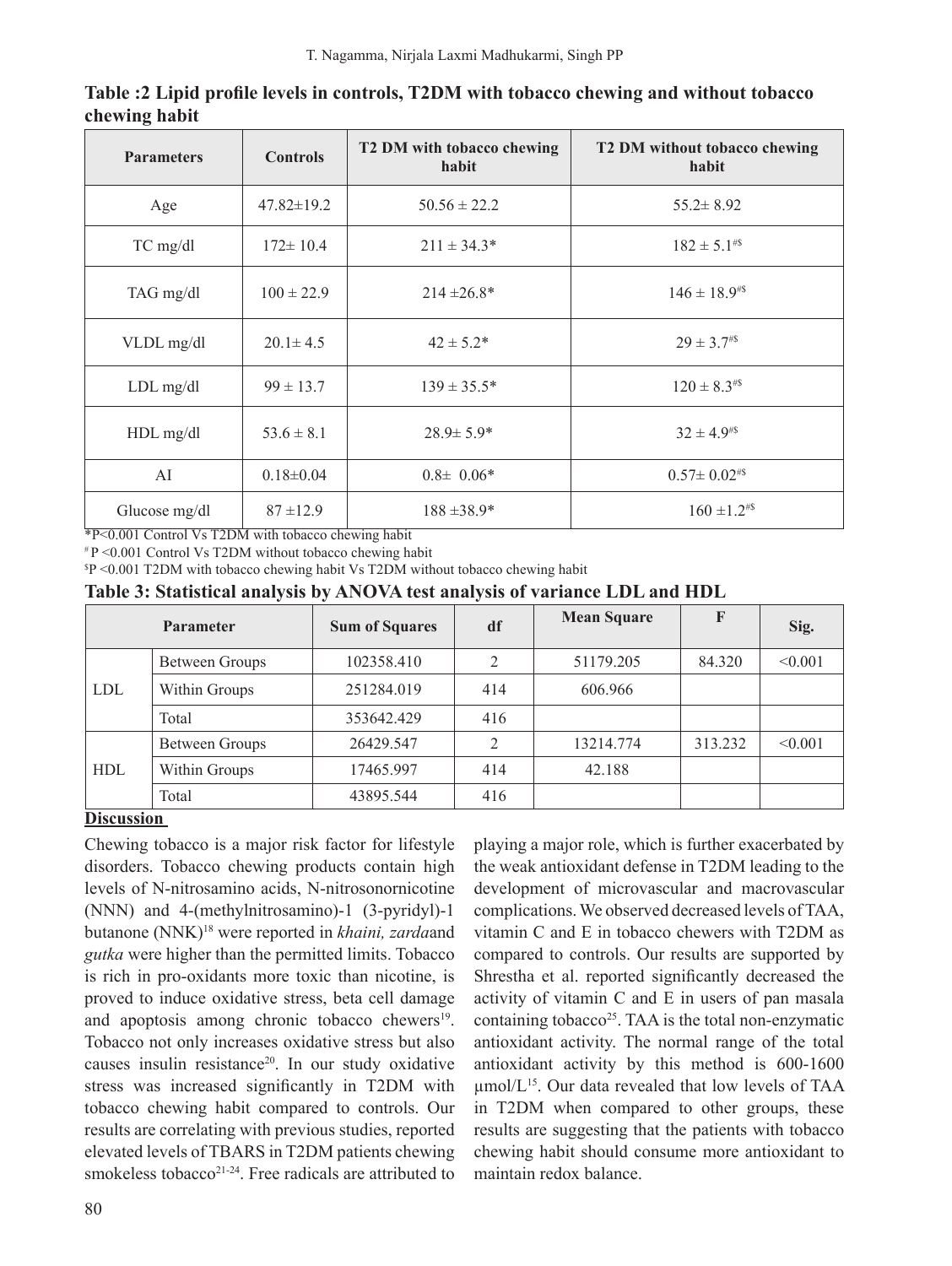**Table :2 Lipid profile levels in controls, T2DM with tobacco chewing and without tobacco chewing habit**

| Parameters | Controls | T2 DM with tobacco chewing habit | T2 DM without tobacco chewing habit |
|---|---|---|---|
| Age | 47.82±19.2 | 50.56 ± 22.2 | 55.2± 8.92 |
| TC mg/dl | 172± 10.4 | 211 ± 34.3* | 182 ± 5.1[#$] |
| TAG mg/dl | 100 ± 22.9 | 214 ±26.8* | 146 ± 18.9[#$] |
| VLDL mg/dl | 20.1± 4.5 | 42 ± 5.2* | 29 ± 3.7[#$] |
| LDL mg/dl | 99 ± 13.7 | 139 ± 35.5* | 120 ± 8.3[#$] |
| HDL mg/dl | 53.6 ± 8.1 | 28.9± 5.9* | 32 ± 4.9[#$] |
| AI | 0.18±0.04 | 0.8± 0.06* | 0.57± 0.02[#$] |
| Glucose mg/dl | 87 ±12.9 | 188 ±38.9* | 160 ±1.2[#$] |

*P<0.001 Control Vs T2DM with tobacco chewing habit

[#] P <0.001 Control Vs T2DM without tobacco chewing habit

[$]P <0.001 T2DM with tobacco chewing habit Vs T2DM without tobacco chewing habit

**Table 3: Statistical analysis by ANOVA test analysis of variance LDL and HDL**

| Parameter | | Sum of Squares | df | Mean Square | F | Sig. |
|---|---|---|---|---|---|---|
| LDL | Between Groups | 102358.410 | 2 | 51179.205 | 84.320 | <0.001 |
| | Within Groups | 251284.019 | 414 | 606.966 | | |
| | Total | 353642.429 | 416 | | | |
| HDL | Between Groups | 26429.547 | 2 | 13214.774 | 313.232 | <0.001 |
| | Within Groups | 17465.997 | 414 | 42.188 | | |
| | Total | 43895.544 | 416 | | | |

**Discussion**

Chewing tobacco is a major risk factor for lifestyle disorders. Tobacco chewing products contain high levels of N-nitrosamino acids, N-nitrosonornicotine (NNN) and 4-(methylnitrosamino)-1 (3-pyridyl)-1 butanone (NNK)[18] were reported in *khaini, zarda*and *gutka* were higher than the permitted limits. Tobacco is rich in pro-oxidants more toxic than nicotine, is proved to induce oxidative stress, beta cell damage and apoptosis among chronic tobacco chewers[19]. Tobacco not only increases oxidative stress but also causes insulin resistance[20]. In our study oxidative stress was increased significantly in T2DM with tobacco chewing habit compared to controls. Our results are correlating with previous studies, reported elevated levels of TBARS in T2DM patients chewing smokeless tobacco[21-24]. Free radicals are attributed to playing a major role, which is further exacerbated by the weak antioxidant defense in T2DM leading to the development of microvascular and macrovascular complications. We observed decreased levels of TAA, vitamin C and E in tobacco chewers with T2DM as compared to controls. Our results are supported by Shrestha et al. reported significantly decreased the activity of vitamin C and E in users of pan masala containing tobacco[25]. TAA is the total non-enzymatic antioxidant activity. The normal range of the total antioxidant activity by this method is 600-1600 μmol/L[15]. Our data revealed that low levels of TAA in T2DM when compared to other groups, these results are suggesting that the patients with tobacco chewing habit should consume more antioxidant to maintain redox balance.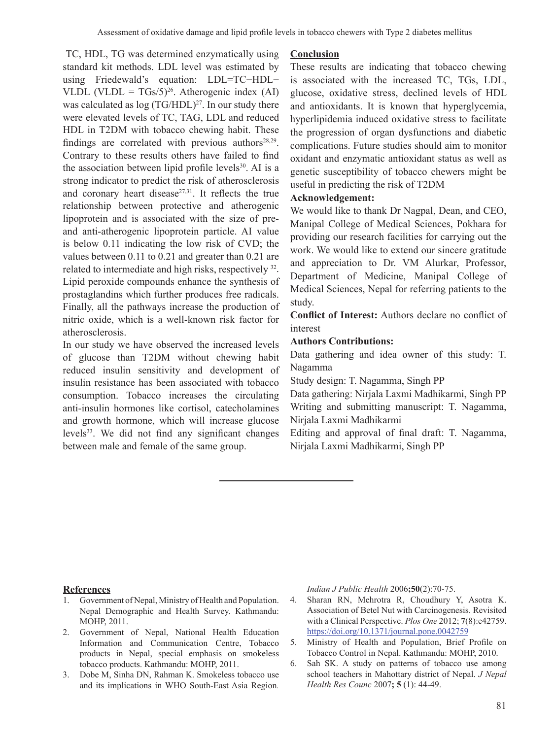TC, HDL, TG was determined enzymatically using standard kit methods. LDL level was estimated by using Friedewald's equation: LDL=TC−HDL−VLDL (VLDL = TGs/5)[26]. Atherogenic index (AI) was calculated as log (TG/HDL)[27]. In our study there were elevated levels of TC, TAG, LDL and reduced HDL in T2DM with tobacco chewing habit. These findings are correlated with previous authors[28,29]. Contrary to these results others have failed to find the association between lipid profile levels[30]. AI is a strong indicator to predict the risk of atherosclerosis and coronary heart disease[27,31]. It reflects the true relationship between protective and atherogenic lipoprotein and is associated with the size of pre- and anti-atherogenic lipoprotein particle. AI value is below 0.11 indicating the low risk of CVD; the values between 0.11 to 0.21 and greater than 0.21 are related to intermediate and high risks, respectively [32]. Lipid peroxide compounds enhance the synthesis of prostaglandins which further produces free radicals. Finally, all the pathways increase the production of nitric oxide, which is a well-known risk factor for atherosclerosis.

In our study we have observed the increased levels of glucose than T2DM without chewing habit reduced insulin sensitivity and development of insulin resistance has been associated with tobacco consumption. Tobacco increases the circulating anti-insulin hormones like cortisol, catecholamines and growth hormone, which will increase glucose levels[33]. We did not find any significant changes between male and female of the same group.

## Conclusion

These results are indicating that tobacco chewing is associated with the increased TC, TGs, LDL, glucose, oxidative stress, declined levels of HDL and antioxidants. It is known that hyperglycemia, hyperlipidemia induced oxidative stress to facilitate the progression of organ dysfunctions and diabetic complications. Future studies should aim to monitor oxidant and enzymatic antioxidant status as well as genetic susceptibility of tobacco chewers might be useful in predicting the risk of T2DM

**Acknowledgement:**

We would like to thank Dr Nagpal, Dean, and CEO, Manipal College of Medical Sciences, Pokhara for providing our research facilities for carrying out the work. We would like to extend our sincere gratitude and appreciation to Dr. VM Alurkar, Professor, Department of Medicine, Manipal College of Medical Sciences, Nepal for referring patients to the study.

**Conflict of Interest:** Authors declare no conflict of interest

**Authors Contributions:**

Data gathering and idea owner of this study: T. Nagamma

Study design: T. Nagamma, Singh PP

Data gathering: Nirjala Laxmi Madhikarmi, Singh PP

Writing and submitting manuscript: T. Nagamma, Nirjala Laxmi Madhikarmi

Editing and approval of final draft: T. Nagamma, Nirjala Laxmi Madhikarmi, Singh PP

## References

1. Government of Nepal, Ministry of Health and Population. Nepal Demographic and Health Survey. Kathmandu: MOHP, 2011.
2. Government of Nepal, National Health Education Information and Communication Centre, Tobacco products in Nepal, special emphasis on smokeless tobacco products. Kathmandu: MOHP, 2011.
3. Dobe M, Sinha DN, Rahman K. Smokeless tobacco use and its implications in WHO South-East Asia Region. *Indian J Public Health* 2006;**50**(2):70-75.
4. Sharan RN, Mehrotra R, Choudhury Y, Asotra K. Association of Betel Nut with Carcinogenesis. Revisited with a Clinical Perspective. *Plos One* 2012; **7**(8):e42759. https://doi.org/10.1371/journal.pone.0042759
5. Ministry of Health and Population, Brief Profile on Tobacco Control in Nepal. Kathmandu: MOHP, 2010.
6. Sah SK. A study on patterns of tobacco use among school teachers in Mahottary district of Nepal. *J Nepal Health Res Counc* 2007; **5** (1): 44-49.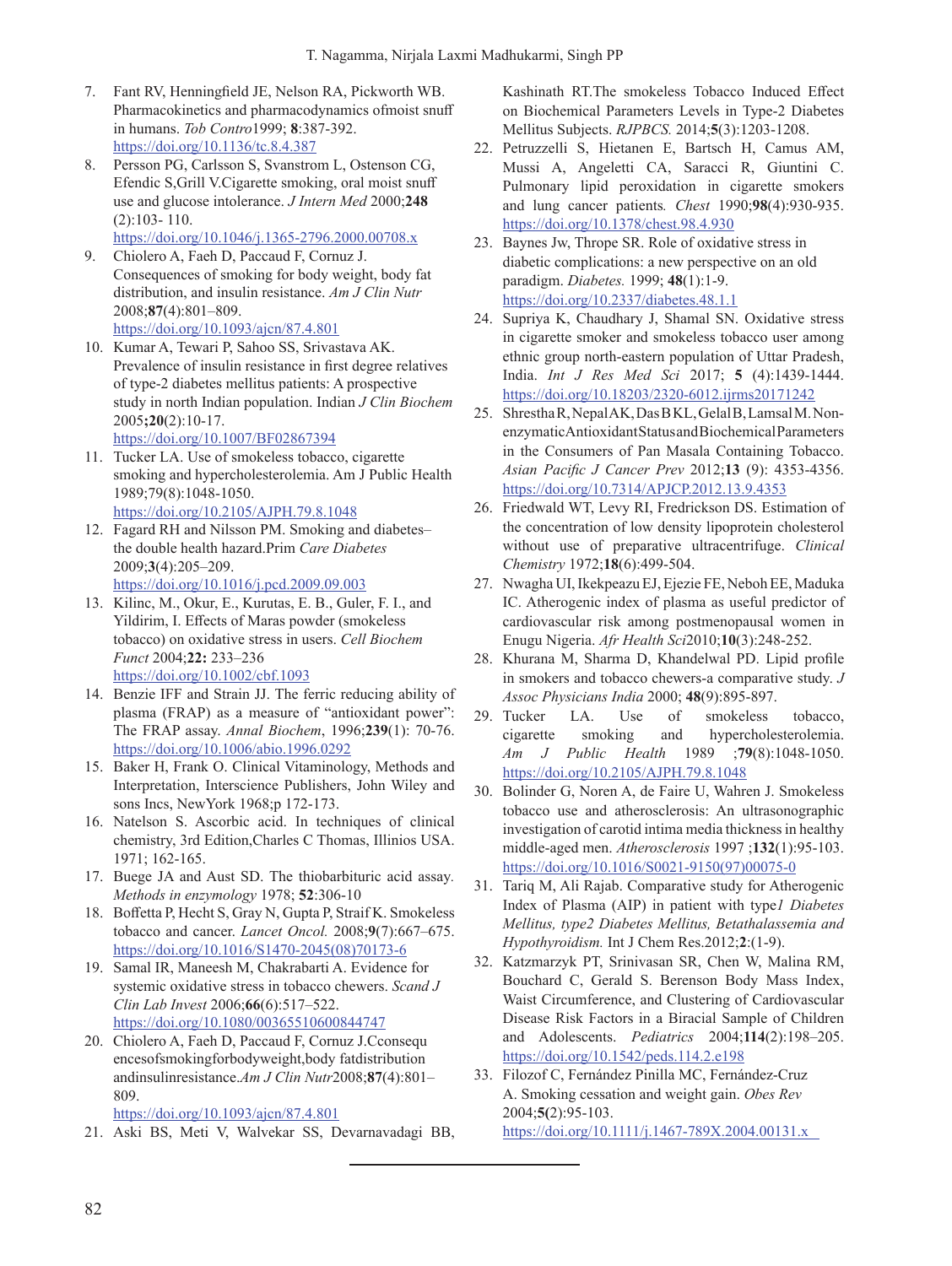7. Fant RV, Henningfield JE, Nelson RA, Pickworth WB. Pharmacokinetics and pharmacodynamics ofmoist snuff in humans. *Tob Contro*1999; **8**:387-392. https://doi.org/10.1136/tc.8.4.387
8. Persson PG, Carlsson S, Svanstrom L, Ostenson CG, Efendic S,Grill V.Cigarette smoking, oral moist snuff use and glucose intolerance. *J Intern Med* 2000;**248** (2):103- 110. https://doi.org/10.1046/j.1365-2796.2000.00708.x
9. Chiolero A, Faeh D, Paccaud F, Cornuz J. Consequences of smoking for body weight, body fat distribution, and insulin resistance. *Am J Clin Nutr* 2008;**87**(4):801–809. https://doi.org/10.1093/ajcn/87.4.801
10. Kumar A, Tewari P, Sahoo SS, Srivastava AK. Prevalence of insulin resistance in first degree relatives of type-2 diabetes mellitus patients: A prospective study in north Indian population. Indian *J Clin Biochem* 2005**;20**(2):10-17. https://doi.org/10.1007/BF02867394
11. Tucker LA. Use of smokeless tobacco, cigarette smoking and hypercholesterolemia. Am J Public Health 1989;79(8):1048-1050. https://doi.org/10.2105/AJPH.79.8.1048
12. Fagard RH and Nilsson PM. Smoking and diabetes–the double health hazard.Prim *Care Diabetes* 2009;**3**(4):205–209. https://doi.org/10.1016/j.pcd.2009.09.003
13. Kilinc, M., Okur, E., Kurutas, E. B., Guler, F. I., and Yildirim, I. Effects of Maras powder (smokeless tobacco) on oxidative stress in users. *Cell Biochem Funct* 2004;**22:** 233–236 https://doi.org/10.1002/cbf.1093
14. Benzie IFF and Strain JJ. The ferric reducing ability of plasma (FRAP) as a measure of "antioxidant power": The FRAP assay. *Annal Biochem*, 1996;**239**(1): 70-76. https://doi.org/10.1006/abio.1996.0292
15. Baker H, Frank O. Clinical Vitaminology, Methods and Interpretation, Interscience Publishers, John Wiley and sons Incs, NewYork 1968;p 172-173.
16. Natelson S. Ascorbic acid. In techniques of clinical chemistry, 3rd Edition,Charles C Thomas, Illinios USA. 1971; 162-165.
17. Buege JA and Aust SD. The thiobarbituric acid assay. *Methods in enzymology* 1978; **52**:306-10
18. Boffetta P, Hecht S, Gray N, Gupta P, Straif K. Smokeless tobacco and cancer. *Lancet Oncol.* 2008;**9**(7):667–675. https://doi.org/10.1016/S1470-2045(08)70173-6
19. Samal IR, Maneesh M, Chakrabarti A. Evidence for systemic oxidative stress in tobacco chewers. *Scand J Clin Lab Invest* 2006;**66**(6):517–522. https://doi.org/10.1080/00365510600844747
20. Chiolero A, Faeh D, Paccaud F, Cornuz J.Cconsequ encesofsmokingforbodyweight,body fatdistribution andinsulinresistance.*Am J Clin Nutr*2008;**87**(4):801–809. https://doi.org/10.1093/ajcn/87.4.801
21. Aski BS, Meti V, Walvekar SS, Devarnavadagi BB, Kashinath RT.The smokeless Tobacco Induced Effect on Biochemical Parameters Levels in Type-2 Diabetes Mellitus Subjects. *RJPBCS.* 2014;**5**(3):1203-1208.
22. Petruzzelli S, Hietanen E, Bartsch H, Camus AM, Mussi A, Angeletti CA, Saracci R, Giuntini C. Pulmonary lipid peroxidation in cigarette smokers and lung cancer patients*. Chest* 1990;**98**(4):930-935. https://doi.org/10.1378/chest.98.4.930
23. Baynes Jw, Thrope SR. Role of oxidative stress in diabetic complications: a new perspective on an old paradigm. *Diabetes.* 1999; **48**(1):1-9. https://doi.org/10.2337/diabetes.48.1.1
24. Supriya K, Chaudhary J, Shamal SN. Oxidative stress in cigarette smoker and smokeless tobacco user among ethnic group north-eastern population of Uttar Pradesh, India. *Int J Res Med Sci* 2017; **5** (4):1439-1444. https://doi.org/10.18203/2320-6012.ijrms20171242
25. Shrestha R, Nepal AK, Das B KL, Gelal B, Lamsal M. Non-enzymatic Antioxidant Status and Biochemical Parameters in the Consumers of Pan Masala Containing Tobacco. *Asian Pacific J Cancer Prev* 2012;**13** (9): 4353-4356. https://doi.org/10.7314/APJCP.2012.13.9.4353
26. Friedwald WT, Levy RI, Fredrickson DS. Estimation of the concentration of low density lipoprotein cholesterol without use of preparative ultracentrifuge. *Clinical Chemistry* 1972;**18**(6):499-504.
27. Nwagha UI, Ikekpeazu EJ, Ejezie FE, Neboh EE, Maduka IC. Atherogenic index of plasma as useful predictor of cardiovascular risk among postmenopausal women in Enugu Nigeria. *Afr Health Sci*2010;**10**(3):248-252.
28. Khurana M, Sharma D, Khandelwal PD. Lipid profile in smokers and tobacco chewers-a comparative study. *J Assoc Physicians India* 2000; **48**(9):895-897.
29. Tucker LA. Use of smokeless tobacco, cigarette smoking and hypercholesterolemia. *Am J Public Health* 1989 ;**79**(8):1048-1050. https://doi.org/10.2105/AJPH.79.8.1048
30. Bolinder G, Noren A, de Faire U, Wahren J. Smokeless tobacco use and atherosclerosis: An ultrasonographic investigation of carotid intima media thickness in healthy middle-aged men. *Atherosclerosis* 1997 ;**132**(1):95-103. https://doi.org/10.1016/S0021-9150(97)00075-0
31. Tariq M, Ali Rajab. Comparative study for Atherogenic Index of Plasma (AIP) in patient with type*1 Diabetes Mellitus, type2 Diabetes Mellitus, Betathalassemia and Hypothyroidism.* Int J Chem Res.2012;**2**:(1-9).
32. Katzmarzyk PT, Srinivasan SR, Chen W, Malina RM, Bouchard C, Gerald S. Berenson Body Mass Index, Waist Circumference, and Clustering of Cardiovascular Disease Risk Factors in a Biracial Sample of Children and Adolescents. *Pediatrics* 2004;**114**(2):198–205. https://doi.org/10.1542/peds.114.2.e198
33. Filozof C, Fernández Pinilla MC, Fernández-Cruz A. Smoking cessation and weight gain. *Obes Rev* 2004;**5**(2):95-103. https://doi.org/10.1111/j.1467-789X.2004.00131.x